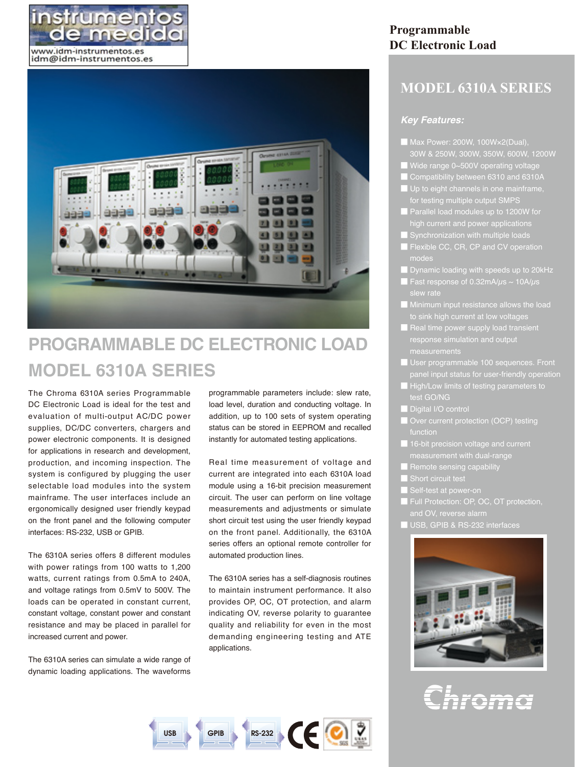instrumentos de medida
www.idm-instrumentos.es
idm@idm-instrumentos.es

# Programmable DC Electronic Load

## MODEL 6310A SERIES

### Key Features:

- Max Power: 200W, 100Wx2(Dual), 30W & 250W, 300W, 350W, 600W, 1200W
- Wide range 0~500V operating voltage
- Compatibility between 6310 and 6310A
- Up to eight channels in one mainframe, for testing multiple output SMPS
- Parallel load modules up to 1200W for high current and power applications
- Synchronization with multiple loads
- Flexible CC, CR, CP and CV operation modes
- Dynamic loading with speeds up to 20kHz
- Fast response of 0.32mA/μs ~ 10A/μs slew rate
- Minimum input resistance allows the load to sink high current at low voltages
- Real time power supply load transient response simulation and output measurements
- User programmable 100 sequences. Front panel input status for user-friendly operation
- High/Low limits of testing parameters to test GO/NG
- Digital I/O control
- Over current protection (OCP) testing function
- 16-bit precision voltage and current measurement with dual-range
- Remote sensing capability
- Short circuit test
- Self-test at power-on
- Full Protection: OP, OC, OT protection, and OV, reverse alarm
- USB, GPIB & RS-232 interfaces

# PROGRAMMABLE DC ELECTRONIC LOAD MODEL 6310A SERIES

The Chroma 6310A series Programmable DC Electronic Load is ideal for the test and evaluation of multi-output AC/DC power supplies, DC/DC converters, chargers and power electronic components. It is designed for applications in research and development, production, and incoming inspection. The system is configured by plugging the user selectable load modules into the system mainframe. The user interfaces include an ergonomically designed user friendly keypad on the front panel and the following computer interfaces: RS-232, USB or GPIB.

The 6310A series offers 8 different modules with power ratings from 100 watts to 1,200 watts, current ratings from 0.5mA to 240A, and voltage ratings from 0.5mV to 500V. The loads can be operated in constant current, constant voltage, constant power and constant resistance and may be placed in parallel for increased current and power.

The 6310A series can simulate a wide range of dynamic loading applications. The waveforms programmable parameters include: slew rate, load level, duration and conducting voltage. In addition, up to 100 sets of system operating status can be stored in EEPROM and recalled instantly for automated testing applications.

Real time measurement of voltage and current are integrated into each 6310A load module using a 16-bit precision measurement circuit. The user can perform on line voltage measurements and adjustments or simulate short circuit test using the user friendly keypad on the front panel. Additionally, the 6310A series offers an optional remote controller for automated production lines.

The 6310A series has a self-diagnosis routines to maintain instrument performance. It also provides OP, OC, OT protection, and alarm indicating OV, reverse polarity to guarantee quality and reliability for even in the most demanding engineering testing and ATE applications.

USB GPIB RS-232 CE

Chroma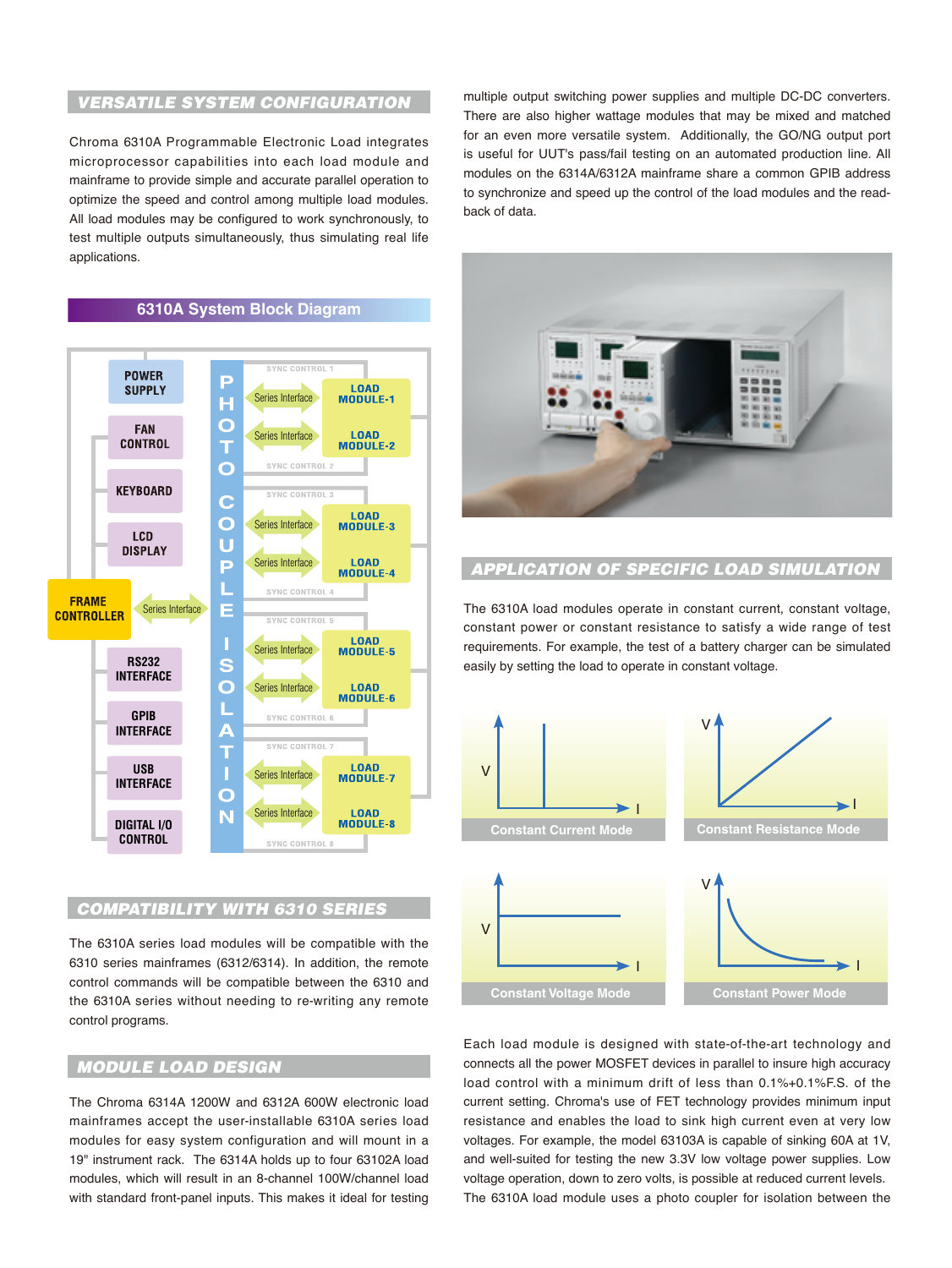## VERSATILE SYSTEM CONFIGURATION

Chroma 6310A Programmable Electronic Load integrates microprocessor capabilities into each load module and mainframe to provide simple and accurate parallel operation to optimize the speed and control among multiple load modules. All load modules may be configured to work synchronously, to test multiple outputs simultaneously, thus simulating real life applications.

### 6310A System Block Diagram

## COMPATIBILITY WITH 6310 SERIES

The 6310A series load modules will be compatible with the 6310 series mainframes (6312/6314). In addition, the remote control commands will be compatible between the 6310 and the 6310A series without needing to re-writing any remote control programs.

## MODULE LOAD DESIGN

The Chroma 6314A 1200W and 6312A 600W electronic load mainframes accept the user-installable 6310A series load modules for easy system configuration and will mount in a 19" instrument rack. The 6314A holds up to four 63102A load modules, which will result in an 8-channel 100W/channel load with standard front-panel inputs. This makes it ideal for testing multiple output switching power supplies and multiple DC-DC converters. There are also higher wattage modules that may be mixed and matched for an even more versatile system. Additionally, the GO/NG output port is useful for UUT's pass/fail testing on an automated production line. All modules on the 6314A/6312A mainframe share a common GPIB address to synchronize and speed up the control of the load modules and the read-back of data.

## APPLICATION OF SPECIFIC LOAD SIMULATION

The 6310A load modules operate in constant current, constant voltage, constant power or constant resistance to satisfy a wide range of test requirements. For example, the test of a battery charger can be simulated easily by setting the load to operate in constant voltage.

Constant Current Mode

Constant Resistance Mode

Constant Voltage Mode

Constant Power Mode

Each load module is designed with state-of-the-art technology and connects all the power MOSFET devices in parallel to insure high accuracy load control with a minimum drift of less than 0.1%+0.1%F.S. of the current setting. Chroma's use of FET technology provides minimum input resistance and enables the load to sink high current even at very low voltages. For example, the model 63103A is capable of sinking 60A at 1V, and well-suited for testing the new 3.3V low voltage power supplies. Low voltage operation, down to zero volts, is possible at reduced current levels. The 6310A load module uses a photo coupler for isolation between the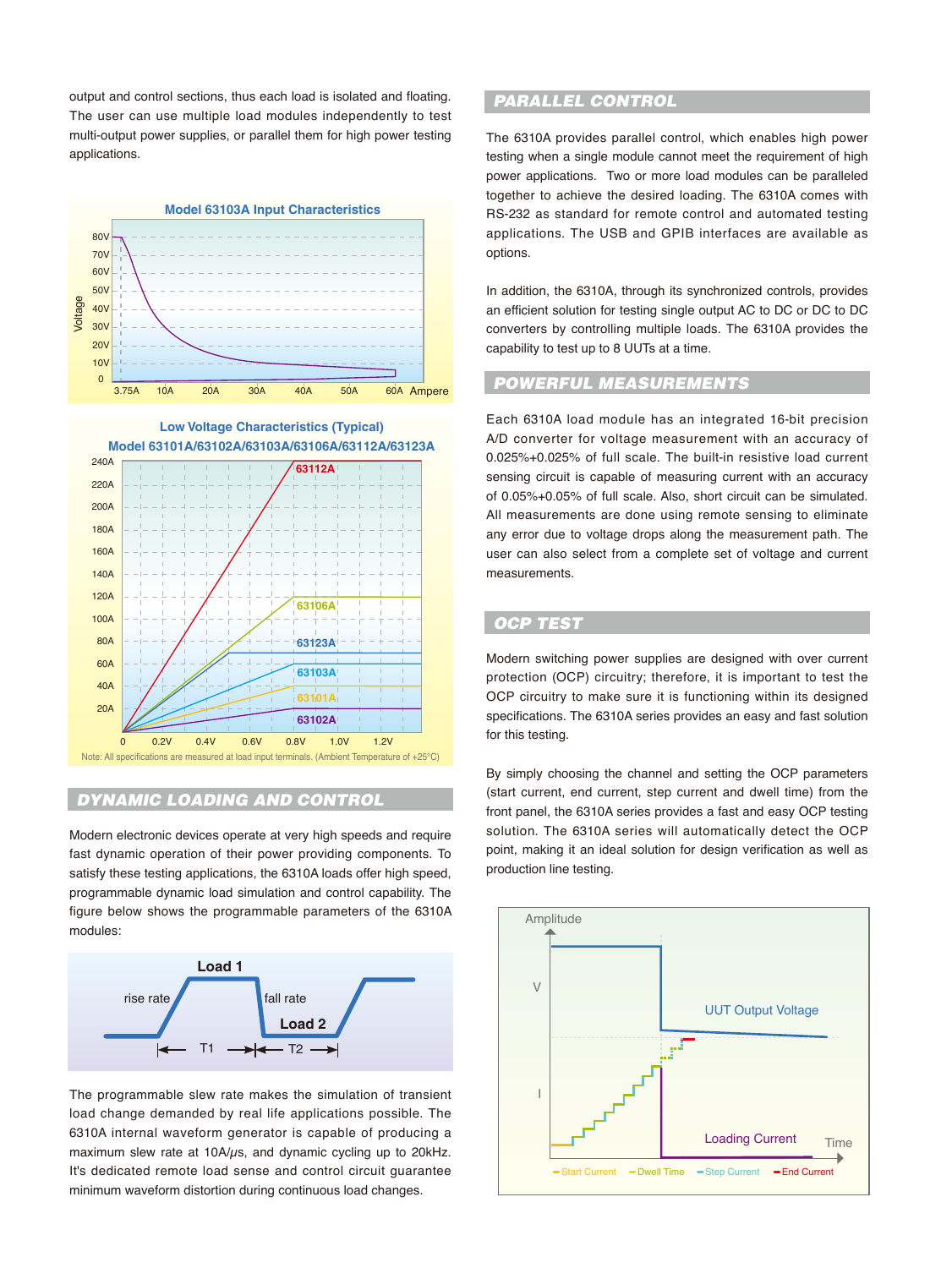output and control sections, thus each load is isolated and floating. The user can use multiple load modules independently to test multi-output power supplies, or parallel them for high power testing applications.

Model 63103A Input Characteristics

Low Voltage Characteristics (Typical)
Model 63101A/63102A/63103A/63106A/63112A/63123A

Note: All specifications are measured at load input terminals. (Ambient Temperature of +25°C)

## DYNAMIC LOADING AND CONTROL

Modern electronic devices operate at very high speeds and require fast dynamic operation of their power providing components. To satisfy these testing applications, the 6310A loads offer high speed, programmable dynamic load simulation and control capability. The figure below shows the programmable parameters of the 6310A modules:

The programmable slew rate makes the simulation of transient load change demanded by real life applications possible. The 6310A internal waveform generator is capable of producing a maximum slew rate at 10A/μs, and dynamic cycling up to 20kHz. It's dedicated remote load sense and control circuit guarantee minimum waveform distortion during continuous load changes.

## PARALLEL CONTROL

The 6310A provides parallel control, which enables high power testing when a single module cannot meet the requirement of high power applications. Two or more load modules can be paralleled together to achieve the desired loading. The 6310A comes with RS-232 as standard for remote control and automated testing applications. The USB and GPIB interfaces are available as options.

In addition, the 6310A, through its synchronized controls, provides an efficient solution for testing single output AC to DC or DC to DC converters by controlling multiple loads. The 6310A provides the capability to test up to 8 UUTs at a time.

## POWERFUL MEASUREMENTS

Each 6310A load module has an integrated 16-bit precision A/D converter for voltage measurement with an accuracy of 0.025%+0.025% of full scale. The built-in resistive load current sensing circuit is capable of measuring current with an accuracy of 0.05%+0.05% of full scale. Also, short circuit can be simulated. All measurements are done using remote sensing to eliminate any error due to voltage drops along the measurement path. The user can also select from a complete set of voltage and current measurements.

## OCP TEST

Modern switching power supplies are designed with over current protection (OCP) circuitry; therefore, it is important to test the OCP circuitry to make sure it is functioning within its designed specifications. The 6310A series provides an easy and fast solution for this testing.

By simply choosing the channel and setting the OCP parameters (start current, end current, step current and dwell time) from the front panel, the 6310A series provides a fast and easy OCP testing solution. The 6310A series will automatically detect the OCP point, making it an ideal solution for design verification as well as production line testing.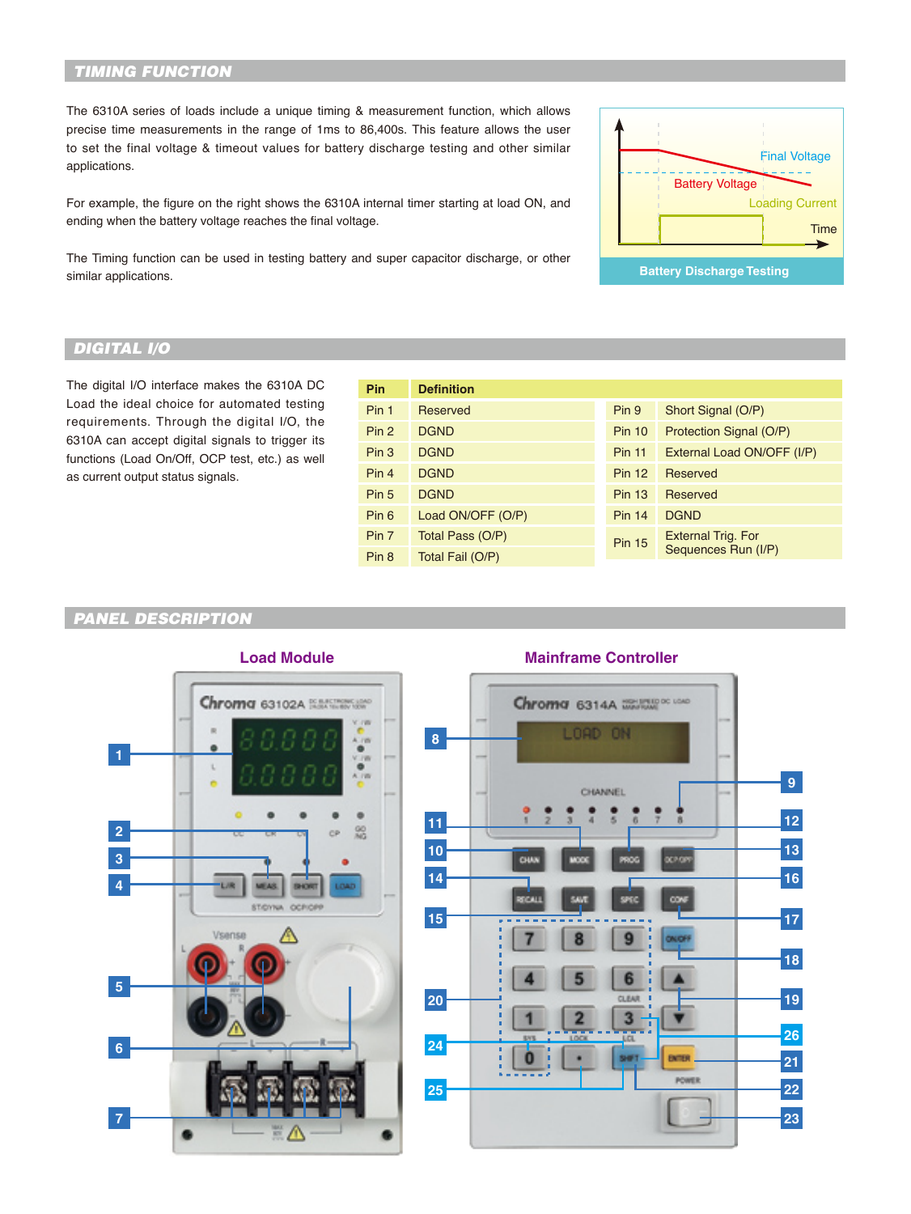## TIMING FUNCTION

The 6310A series of loads include a unique timing & measurement function, which allows precise time measurements in the range of 1ms to 86,400s. This feature allows the user to set the final voltage & timeout values for battery discharge testing and other similar applications.

For example, the figure on the right shows the 6310A internal timer starting at load ON, and ending when the battery voltage reaches the final voltage.

The Timing function can be used in testing battery and super capacitor discharge, or other similar applications.

Final Voltage
Battery Voltage
Loading Current
Time

Battery Discharge Testing

## DIGITAL I/O

The digital I/O interface makes the 6310A DC Load the ideal choice for automated testing requirements. Through the digital I/O, the 6310A can accept digital signals to trigger its functions (Load On/Off, OCP test, etc.) as well as current output status signals.

| Pin | Definition | Pin | Definition |
|---|---|---|---|
| Pin 1 | Reserved | Pin 9 | Short Signal (O/P) |
| Pin 2 | DGND | Pin 10 | Protection Signal (O/P) |
| Pin 3 | DGND | Pin 11 | External Load ON/OFF (I/P) |
| Pin 4 | DGND | Pin 12 | Reserved |
| Pin 5 | DGND | Pin 13 | Reserved |
| Pin 6 | Load ON/OFF (O/P) | Pin 14 | DGND |
| Pin 7 | Total Pass (O/P) | Pin 15 | External Trig. For Sequences Run (I/P) |
| Pin 8 | Total Fail (O/P) | | |

## PANEL DESCRIPTION

**Load Module**

**Mainframe Controller**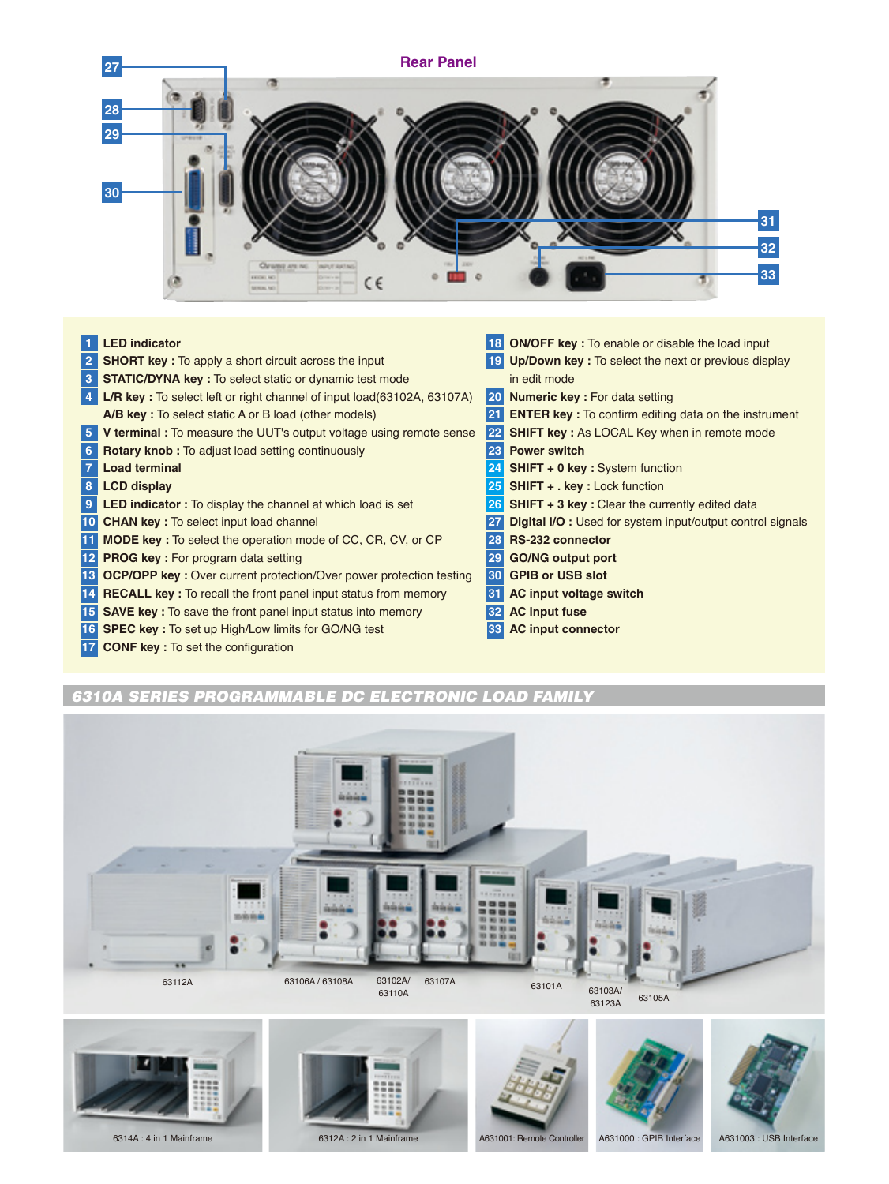## Rear Panel

1. **LED indicator**
2. **SHORT key :** To apply a short circuit across the input
3. **STATIC/DYNA key :** To select static or dynamic test mode
4. **L/R key :** To select left or right channel of input load(63102A, 63107A)
   **A/B key :** To select static A or B load (other models)
5. **V terminal :** To measure the UUT's output voltage using remote sense
6. **Rotary knob :** To adjust load setting continuously
7. **Load terminal**
8. **LCD display**
9. **LED indicator :** To display the channel at which load is set
10. **CHAN key :** To select input load channel
11. **MODE key :** To select the operation mode of CC, CR, CV, or CP
12. **PROG key :** For program data setting
13. **OCP/OPP key :** Over current protection/Over power protection testing
14. **RECALL key :** To recall the front panel input status from memory
15. **SAVE key :** To save the front panel input status into memory
16. **SPEC key :** To set up High/Low limits for GO/NG test
17. **CONF key :** To set the configuration
18. **ON/OFF key :** To enable or disable the load input
19. **Up/Down key :** To select the next or previous display in edit mode
20. **Numeric key :** For data setting
21. **ENTER key :** To confirm editing data on the instrument
22. **SHIFT key :** As LOCAL Key when in remote mode
23. **Power switch**
24. **SHIFT + 0 key :** System function
25. **SHIFT + . key :** Lock function
26. **SHIFT + 3 key :** Clear the currently edited data
27. **Digital I/O :** Used for system input/output control signals
28. **RS-232 connector**
29. **GO/NG output port**
30. **GPIB or USB slot**
31. **AC input voltage switch**
32. **AC input fuse**
33. **AC input connector**

## *6310A SERIES PROGRAMMABLE DC ELECTRONIC LOAD FAMILY*

63112A, 63106A / 63108A, 63102A/ 63110A, 63107A, 63101A, 63103A/ 63123A, 63105A

6314A : 4 in 1 Mainframe

6312A : 2 in 1 Mainframe

A631001: Remote Controller

A631000 : GPIB Interface

A631003 : USB Interface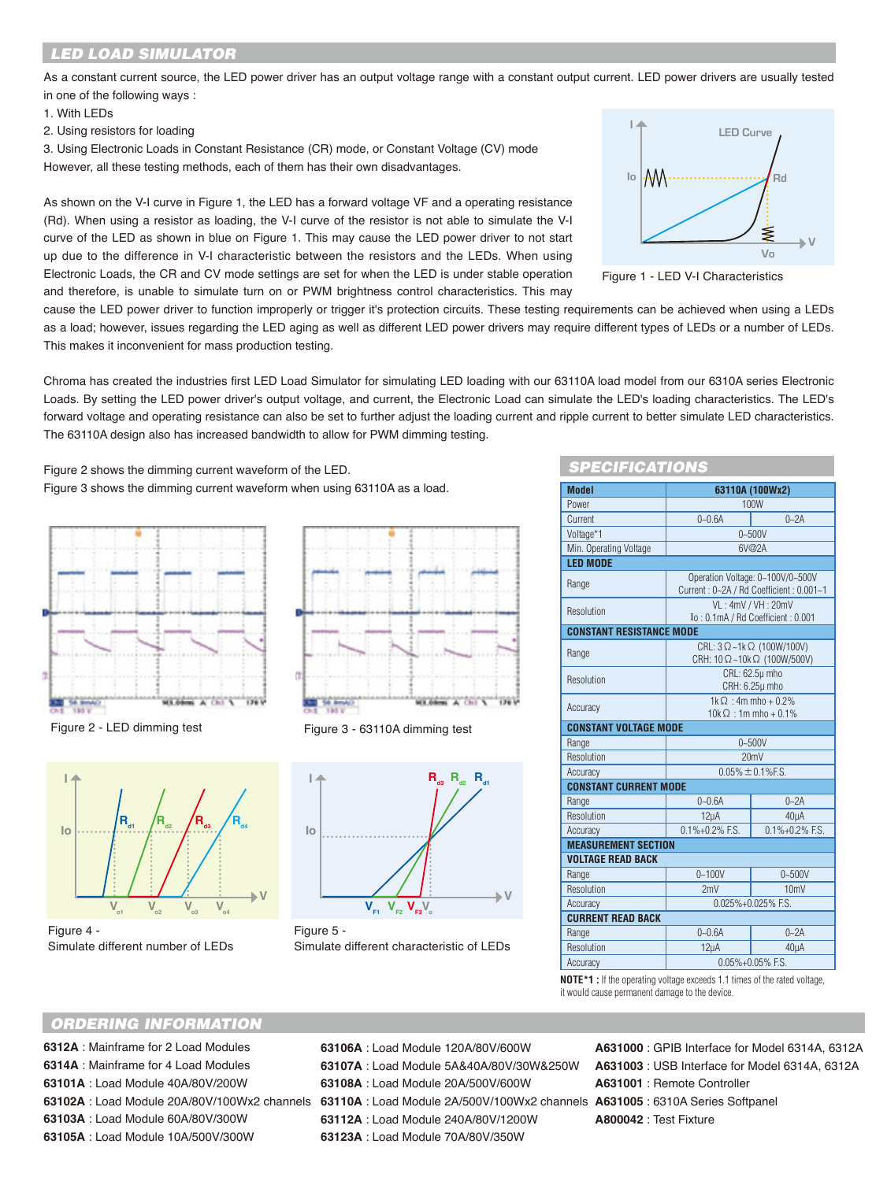## LED LOAD SIMULATOR

As a constant current source, the LED power driver has an output voltage range with a constant output current. LED power drivers are usually tested in one of the following ways :

1. With LEDs
2. Using resistors for loading
3. Using Electronic Loads in Constant Resistance (CR) mode, or Constant Voltage (CV) mode

However, all these testing methods, each of them has their own disadvantages.

As shown on the V-I curve in Figure 1, the LED has a forward voltage VF and a operating resistance (Rd). When using a resistor as loading, the V-I curve of the resistor is not able to simulate the V-I curve of the LED as shown in blue on Figure 1. This may cause the LED power driver to not start up due to the difference in V-I characteristic between the resistors and the LEDs. When using Electronic Loads, the CR and CV mode settings are set for when the LED is under stable operation and therefore, is unable to simulate turn on or PWM brightness control characteristics. This may cause the LED power driver to function improperly or trigger it's protection circuits. These testing requirements can be achieved when using a LEDs as a load; however, issues regarding the LED aging as well as different LED power drivers may require different types of LEDs or a number of LEDs. This makes it inconvenient for mass production testing.

Figure 1 - LED V-I Characteristics

Chroma has created the industries first LED Load Simulator for simulating LED loading with our 63110A load model from our 6310A series Electronic Loads. By setting the LED power driver's output voltage, and current, the Electronic Load can simulate the LED's loading characteristics. The LED's forward voltage and operating resistance can also be set to further adjust the loading current and ripple current to better simulate LED characteristics. The 63110A design also has increased bandwidth to allow for PWM dimming testing.

Figure 2 shows the dimming current waveform of the LED.
Figure 3 shows the dimming current waveform when using 63110A as a load.

Figure 2 - LED dimming test

Figure 3 - 63110A dimming test

Figure 4 -
Simulate different number of LEDs

Figure 5 -
Simulate different characteristic of LEDs

## SPECIFICATIONS

| Model | 63110A (100Wx2) | |
|---|---|---|
| Power | 100W | |
| Current | 0~0.6A | 0~2A |
| Voltage*1 | 0~500V | |
| Min. Operating Voltage | 6V@2A | |
| **LED MODE** | | |
| Range | Operation Voltage: 0~100V/0~500V<br>Current : 0~2A / Rd Coefficient : 0.001~1 | |
| Resolution | VL : 4mV / VH : 20mV<br>Io : 0.1mA / Rd Coefficient : 0.001 | |
| **CONSTANT RESISTANCE MODE** | | |
| Range | CRL: 3Ω~1kΩ (100W/100V)<br>CRH: 10Ω~10kΩ (100W/500V) | |
| Resolution | CRL: 62.5μ mho<br>CRH: 6.25μ mho | |
| Accuracy | 1kΩ : 4m mho + 0.2%<br>10kΩ : 1m mho + 0.1% | |
| **CONSTANT VOLTAGE MODE** | | |
| Range | 0~500V | |
| Resolution | 20mV | |
| Accuracy | 0.05% ± 0.1%F.S. | |
| **CONSTANT CURRENT MODE** | | |
| Range | 0~0.6A | 0~2A |
| Resolution | 12μA | 40μA |
| Accuracy | 0.1%+0.2% F.S. | 0.1%+0.2% F.S. |
| **MEASUREMENT SECTION** | | |
| **VOLTAGE READ BACK** | | |
| Range | 0~100V | 0~500V |
| Resolution | 2mV | 10mV |
| Accuracy | 0.025%+0.025% F.S. | |
| **CURRENT READ BACK** | | |
| Range | 0~0.6A | 0~2A |
| Resolution | 12μA | 40μA |
| Accuracy | 0.05%+0.05% F.S. | |

**NOTE*1 :** If the operating voltage exceeds 1.1 times of the rated voltage, it would cause permanent damage to the device.

## ORDERING INFORMATION

**6312A** : Mainframe for 2 Load Modules
**6314A** : Mainframe for 4 Load Modules
**63101A** : Load Module 40A/80V/200W
**63102A** : Load Module 20A/80V/100Wx2 channels
**63103A** : Load Module 60A/80V/300W
**63105A** : Load Module 10A/500V/300W
**63106A** : Load Module 120A/80V/600W
**63107A** : Load Module 5A&40A/80V/30W&250W
**63108A** : Load Module 20A/500V/600W
**63110A** : Load Module 2A/500V/100Wx2 channels
**63112A** : Load Module 240A/80V/1200W
**63123A** : Load Module 70A/80V/350W
**A631000** : GPIB Interface for Model 6314A, 6312A
**A631003** : USB Interface for Model 6314A, 6312A
**A631001** : Remote Controller
**A631005** : 6310A Series Softpanel
**A800042** : Test Fixture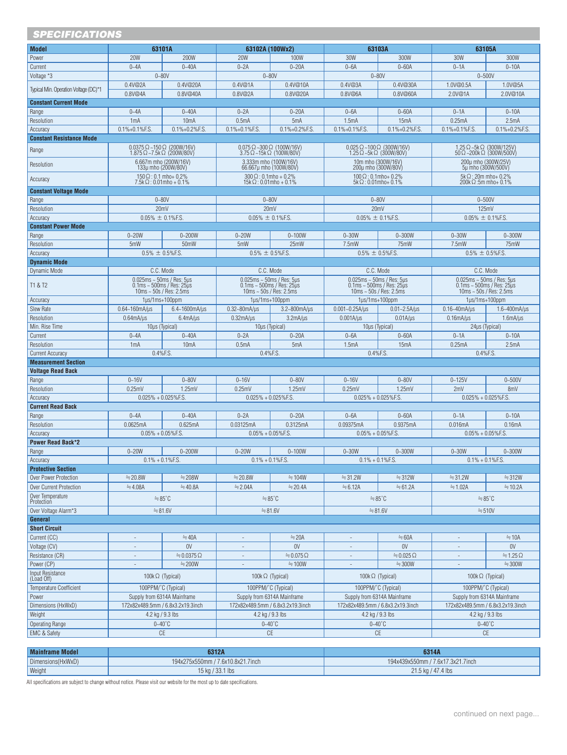## SPECIFICATIONS

| Model | 63101A | | 63102A (100Wx2) | | 63103A | | 63105A | |
|---|---|---|---|---|---|---|---|---|
| Power | 20W | 200W | 20W | 100W | 30W | 300W | 30W | 300W |
| Current | 0~4A | 0~40A | 0~2A | 0~20A | 0~6A | 0~60A | 0~1A | 0~10A |
| Voltage *3 | 0~80V | | 0~80V | | 0~80V | | 0~500V | |
| Typical Min. Operation Voltage (DC)*1 | 0.4V@2A | 0.4V@20A | 0.4V@1A | 0.4V@10A | 0.4V@3A | 0.4V@30A | 1.0V@0.5A | 1.0V@5A |
| | 0.8V@4A | 0.8V@40A | 0.8V@2A | 0.8V@20A | 0.8V@6A | 0.8V@60A | 2.0V@1A | 2.0V@10A |
| **Constant Current Mode** | | | | | | | | |
| Range | 0~4A | 0~40A | 0~2A | 0~20A | 0~6A | 0~60A | 0~1A | 0~10A |
| Resolution | 1mA | 10mA | 0.5mA | 5mA | 1.5mA | 15mA | 0.25mA | 2.5mA |
| Accuracy | 0.1%+0.1%F.S. | 0.1%+0.2%F.S. | 0.1%+0.1%F.S. | 0.1%+0.2%F.S. | 0.1%+0.1%F.S. | 0.1%+0.2%F.S. | 0.1%+0.1%F.S. | 0.1%+0.2%F.S. |
| **Constant Resistance Mode** | | | | | | | | |
| Range | 0.0375Ω~150Ω (200W/16V) 1.875Ω~7.5kΩ (200W/80V) | | 0.075Ω~300Ω (100W/16V) 3.75Ω~15kΩ (100W/80V) | | 0.025Ω~100Ω (300W/16V) 1.25Ω~5kΩ (300W/80V) | | 1.25Ω~5kΩ (300W/125V) 50Ω~200kΩ (300W/500V) | |
| Resolution | 6.667m mho (200W/16V) 133μ mho (200W/80V) | | 3.333m mho (100W/16V) 66.667μ mho (100W/80V) | | 10m mho (300W/16V) 200μ mho (300W/80V) | | 200μ mho (300W/25V) 5μ mho (300W/500V) | |
| Accuracy | 150Ω : 0.1 mho+ 0.2% 7.5kΩ : 0.01mho + 0.1% | | 300Ω : 0.1mho + 0.2% 15kΩ : 0.01mho + 0.1% | | 100Ω : 0.1mho+ 0.2% 5kΩ : 0.01mho+ 0.1% | | 5kΩ : 20m mho+ 0.2% 200kΩ :5m mho+ 0.1% | |
| **Constant Voltage Mode** | | | | | | | | |
| Range | 0~80V | | 0~80V | | 0~80V | | 0~500V | |
| Resolution | 20mV | | 20mV | | 20mV | | 125mV | |
| Accuracy | 0.05% ± 0.1%F.S. | | 0.05% ± 0.1%F.S. | | 0.05% ± 0.1%F.S. | | 0.05% ± 0.1%F.S. | |
| **Constant Power Mode** | | | | | | | | |
| Range | 0~20W | 0~200W | 0~20W | 0~100W | 0~30W | 0~300W | 0~30W | 0~300W |
| Resolution | 5mW | 50mW | 5mW | 25mW | 7.5mW | 75mW | 7.5mW | 75mW |
| Accuracy | 0.5% ± 0.5%F.S. | | 0.5% ± 0.5%F.S. | | 0.5% ± 0.5%F.S. | | 0.5% ± 0.5%F.S. | |
| **Dynamic Mode** | | | | | | | | |
| Dynamic Mode | C.C. Mode | | C.C. Mode | | C.C. Mode | | C.C. Mode | |
| T1 & T2 | 0.025ms ~ 50ms / Res: 5μs 0.1ms ~ 500ms / Res: 25μs 10ms ~ 50s / Res: 2.5ms | | 0.025ms ~ 50ms / Res: 5μs 0.1ms ~ 500ms / Res: 25μs 10ms ~ 50s / Res: 2.5ms | | 0.025ms ~ 50ms / Res: 5μs 0.1ms ~ 500ms / Res: 25μs 10ms ~ 50s / Res: 2.5ms | | 0.025ms ~ 50ms / Res: 5μs 0.1ms ~ 500ms / Res: 25μs 10ms ~ 50s / Res: 2.5ms | |
| Accuracy | 1μs/1ms+100ppm | | 1μs/1ms+100ppm | | 1μs/1ms+100ppm | | 1μs/1ms+100ppm | |
| Slew Rate | 0.64~160mA/μs | 6.4~1600mA/μs | 0.32~80mA/μs | 3.2~800mA/μs | 0.001~0.25A/μs | 0.01~2.5A/μs | 0.16~40mA/μs | 1.6~400mA/μs |
| Resolution | 0.64mA/μs | 6.4mA/μs | 0.32mA/μs | 3.2mA/μs | 0.001A/μs | 0.01A/μs | 0.16mA/μs | 1.6mA/μs |
| Min. Rise Time | 10μs (Typical) | | 10μs (Typical) | | 10μs (Typical) | | 24μs (Typical) | |
| Current | 0~4A | 0~40A | 0~2A | 0~20A | 0~6A | 0~60A | 0~1A | 0~10A |
| Resolution | 1mA | 10mA | 0.5mA | 5mA | 1.5mA | 15mA | 0.25mA | 2.5mA |
| Current Accuracy | 0.4%F.S. | | 0.4%F.S. | | 0.4%F.S. | | 0.4%F.S. | |
| **Measurement Section** | | | | | | | | |
| **Voltage Read Back** | | | | | | | | |
| Range | 0~16V | 0~80V | 0~16V | 0~80V | 0~16V | 0~80V | 0~125V | 0~500V |
| Resolution | 0.25mV | 1.25mV | 0.25mV | 1.25mV | 0.25mV | 1.25mV | 2mV | 8mV |
| Accuracy | 0.025% + 0.025%F.S. | | 0.025% + 0.025%F.S. | | 0.025% + 0.025%F.S. | | 0.025% + 0.025%F.S. | |
| **Current Read Back** | | | | | | | | |
| Range | 0~4A | 0~40A | 0~2A | 0~20A | 0~6A | 0~60A | 0~1A | 0~10A |
| Resolution | 0.0625mA | 0.625mA | 0.03125mA | 0.3125mA | 0.09375mA | 0.9375mA | 0.016mA | 0.16mA |
| Accuracy | 0.05% + 0.05%F.S. | | 0.05% + 0.05%F.S. | | 0.05% + 0.05%F.S. | | 0.05% + 0.05%F.S. | |
| **Power Read Back*2** | | | | | | | | |
| Range | 0~20W | 0~200W | 0~20W | 0~100W | 0~30W | 0~300W | 0~30W | 0~300W |
| Accuracy | 0.1% + 0.1%F.S. | | 0.1% + 0.1%F.S. | | 0.1% + 0.1%F.S. | | 0.1% + 0.1%F.S. | |
| **Protective Section** | | | | | | | | |
| Over Power Protection | ≒20.8W | ≒208W | ≒20.8W | ≒104W | ≒31.2W | ≒312W | ≒31.2W | ≒312W |
| Over Current Protection | ≒4.08A | ≒40.8A | ≒2.04A | ≒20.4A | ≒6.12A | ≒61.2A | ≒1.02A | ≒10.2A |
| Over Temperature Protection | ≒85°C | | ≒85°C | | ≒85°C | | ≒85°C | |
| Over Voltage Alarm*3 | ≒81.6V | | ≒81.6V | | ≒81.6V | | ≒510V | |
| **General** | | | | | | | | |
| **Short Circuit** | | | | | | | | |
| Current (CC) | - | ≒40A | - | ≒20A | - | ≒60A | - | ≒10A |
| Voltage (CV) | - | 0V | - | 0V | - | 0V | - | 0V |
| Resistance (CR) | - | ≒0.0375Ω | - | ≒0.075Ω | - | ≒0.025Ω | - | ≒1.25Ω |
| Power (CP) | - | ≒200W | - | ≒100W | - | ≒300W | - | ≒300W |
| Input Resistance (Load Off) | 100kΩ (Typical) | | 100kΩ (Typical) | | 100kΩ (Typical) | | 100kΩ (Typical) | |
| Temperature Coefficient | 100PPM/°C (Typical) | | 100PPM/°C (Typical) | | 100PPM/°C (Typical) | | 100PPM/°C (Typical) | |
| Power | Supply from 6314A Mainframe | | Supply from 6314A Mainframe | | Supply from 6314A Mainframe | | Supply from 6314A Mainframe | |
| Dimensions (HxWxD) | 172x82x489.5mm / 6.8x3.2x19.3inch | | 172x82x489.5mm / 6.8x3.2x19.3inch | | 172x82x489.5mm / 6.8x3.2x19.3inch | | 172x82x489.5mm / 6.8x3.2x19.3inch | |
| Weight | 4.2 kg / 9.3 lbs | | 4.2 kg / 9.3 lbs | | 4.2 kg / 9.3 lbs | | 4.2 kg / 9.3 lbs | |
| Operating Range | 0~40°C | | 0~40°C | | 0~40°C | | 0~40°C | |
| EMC & Safety | CE | | CE | | CE | | CE | |

| Mainframe Model | 6312A | 6314A |
|---|---|---|
| Dimensions(HxWxD) | 194x275x550mm / 7.6x10.8x21.7inch | 194x439x550mm / 7.6x17.3x21.7inch |
| Weight | 15 kg / 33.1 lbs | 21.5 kg / 47.4 lbs |

All specifications are subject to change without notice. Please visit our website for the most up to date specifications.

continued on next page...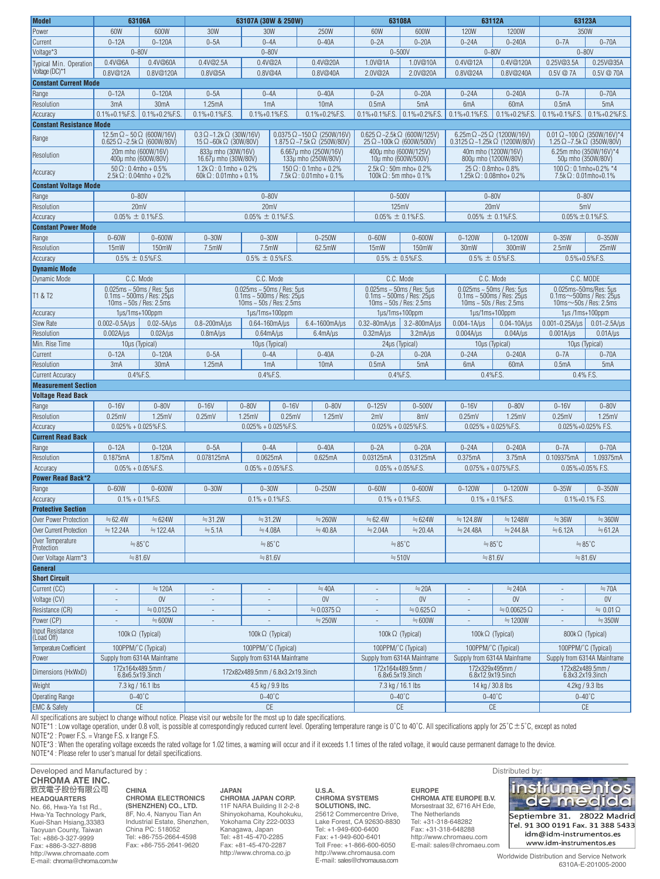| Model | 63106A | | 63107A (30W & 250W) | | | | 63108A | | 63112A | | 63123A | |
|---|---|---|---|---|---|---|---|---|---|---|---|---|
| Power | 60W | 600W | 30W | 30W | 250W | | 60W | 600W | 120W | 1200W | 350W | |
| Current | 0~12A | 0~120A | 0~5A | 0~4A | 0~40A | | 0~2A | 0~20A | 0~24A | 0~240A | 0~7A | 0~70A |
| Voltage*3 | 0~80V | | 0~80V | | | | 0~500V | | 0~80V | | 0~80V | |
| Typical Min. Operation Voltage (DC)*1 | 0.4V@6A | 0.4V@60A | 0.4V@2.5A | 0.4V@2A | 0.4V@20A | | 1.0V@1A | 1.0V@10A | 0.4V@12A | 0.4V@120A | 0.25V@3.5A | 0.25V@35A |
| | 0.8V@12A | 0.8V@120A | 0.8V@5A | 0.8V@4A | 0.8V@40A | | 2.0V@2A | 2.0V@20A | 0.8V@24A | 0.8V@240A | 0.5V @ 7A | 0.5V @ 70A |
| **Constant Current Mode** | | | | | | | | | | | | |
| Range | 0~12A | 0~120A | 0~5A | 0~4A | 0~40A | | 0~2A | 0~20A | 0~24A | 0~240A | 0~7A | 0~70A |
| Resolution | 3mA | 30mA | 1.25mA | 1mA | 10mA | | 0.5mA | 5mA | 6mA | 60mA | 0.5mA | 5mA |
| Accuracy | 0.1%+0.1%F.S. | 0.1%+0.2%F.S. | 0.1%+0.1%F.S. | 0.1%+0.1%F.S. | 0.1%+0.2%F.S. | | 0.1%+0.1%F.S. | 0.1%+0.2%F.S. | 0.1%+0.1%F.S. | 0.1%+0.2%F.S. | 0.1%+0.1%F.S. | 0.1%+0.2%F.S. |
| **Constant Resistance Mode** | | | | | | | | | | | | |
| Range | 12.5mΩ ~ 50Ω (600W/16V) 0.625Ω ~2.5kΩ (600W/80V) | | 0.3Ω ~1.2kΩ (30W/16V) 15Ω ~60kΩ (30W/80V) | | 0.0375Ω ~150Ω (250W/16V) 1.875Ω ~7.5kΩ (250W/80V) | | 0.625Ω ~2.5kΩ (600W/125V) 25Ω ~100kΩ (600W/500V) | | 6.25mΩ ~25Ω (1200W/16V) 0.3125Ω ~1.25kΩ (1200W/80V) | | 0.01Ω ~100Ω (350W/16V)*4 1.25Ω ~7.5kΩ (350W/80V) | |
| Resolution | 20m mho (600W/16V) 400μ mho (600W/80V) | | 833μ mho (30W/16V) 16.67μ mho (30W/80V) | | 6.667μ mho (250W/16V) 133μ mho (250W/80V) | | 400μ mho (600W/125V) 10μ mho (600W/500V) | | 40m mho (1200W/16V) 800μ mho (1200W/80V) | | 6.25m mho (350W/16V)*4 50μ mho (350W/80V) | |
| Accuracy | 50Ω : 0.4mho + 0.5% 2.5kΩ : 0.04mho + 0.2% | | 1.2kΩ : 0.1mho + 0.2% 60kΩ : 0.01mho + 0.1% | | 150Ω : 0.1mho + 0.2% 7.5kΩ : 0.01mho + 0.1% | | 2.5kΩ : 50m mho+ 0.2% 100kΩ : 5m mho+ 0.1% | | 25Ω : 0.8mho+ 0.8% 1.25kΩ : 0.08mho+ 0.2% | | 100Ω : 0.1mho+0.2% *4 7.5kΩ : 0.01mho+0.1% | |
| **Constant Voltage Mode** | | | | | | | | | | | | |
| Range | 0~80V | | 0~80V | | | | 0~500V | | 0~80V | | 0~80V | |
| Resolution | 20mV | | 20mV | | | | 125mV | | 20mV | | 5mV | |
| Accuracy | 0.05% ± 0.1%F.S. | | 0.05% ± 0.1%F.S. | | | | 0.05% ± 0.1%F.S. | | 0.05% ± 0.1%F.S. | | 0.05% ± 0.1%F.S. | |
| **Constant Power Mode** | | | | | | | | | | | | |
| Range | 0~60W | 0~600W | 0~30W | 0~30W | 0~250W | | 0~60W | 0~600W | 0~120W | 0~1200W | 0~35W | 0~350W |
| Resolution | 15mW | 150mW | 7.5mW | 7.5mW | 62.5mW | | 15mW | 150mW | 30mW | 300mW | 2.5mW | 25mW |
| Accuracy | 0.5% ± 0.5%F.S. | | 0.5% ± 0.5%F.S. | | | | 0.5% ± 0.5%F.S. | | 0.5% ± 0.5%F.S. | | 0.5%+0.5%F.S. | |
| **Dynamic Mode** | | | | | | | | | | | | |
| Dynamic Mode | C.C. Mode | | C.C. Mode | | | | C.C. Mode | | C.C. Mode | | C.C. MODE | |
| T1 & T2 | 0.025ms ~ 50ms / Res: 5μs 0.1ms ~ 500ms / Res: 25μs 10ms ~ 50s / Res: 2.5ms | | 0.025ms ~ 50ms / Res: 5μs 0.1ms ~ 500ms / Res: 25μs 10ms ~ 50s / Res: 2.5ms | | | | 0.025ms ~ 50ms / Res: 5μs 0.1ms ~ 500ms / Res: 25μs 10ms ~ 50s / Res: 2.5ms | | 0.025ms ~ 50ms / Res: 5μs 0.1ms ~ 500ms / Res: 25μs 10ms ~ 50s / Res: 2.5ms | | 0.025ms~50ms/Res: 5μs 0.1ms~~500ms / Res: 25μs 10ms~~50s / Res: 2.5ms | |
| Accuracy | 1μs/1ms+100ppm | | 1μs/1ms+100ppm | | | | 1μs/1ms+100ppm | | 1μs/1ms+100ppm | | 1μs /1ms+100ppm | |
| Slew Rate | 0.002~0.5A/μs | 0.02~5A/μs | 0.8~200mA/μs | 0.64~160mA/μs | 6.4~1600mA/μs | | 0.32~80mA/μs | 3.2~800mA/μs | 0.004~1A/μs | 0.04~10A/μs | 0.001~0.25A/μs | 0.01~2.5A/μs |
| Resolution | 0.002A/μs | 0.02A/μs | 0.8mA/μs | 0.64mA/μs | 6.4mA/μs | | 0.32mA/μs | 3.2mA/μs | 0.004A/μs | 0.04A/μs | 0.001A/μs | 0.01A/μs |
| Min. Rise Time | 10μs (Typical) | | 10μs (Typical) | | | | 24μs (Typical) | | 10μs (Typical) | | 10μs (Typical) | |
| Current | 0~12A | 0~120A | 0~5A | 0~4A | 0~40A | | 0~2A | 0~20A | 0~24A | 0~240A | 0~7A | 0~70A |
| Resolution | 3mA | 30mA | 1.25mA | 1mA | 10mA | | 0.5mA | 5mA | 6mA | 60mA | 0.5mA | 5mA |
| Current Accuracy | 0.4%F.S. | | 0.4%F.S. | | | | 0.4%F.S. | | 0.4%F.S. | | 0.4% F.S. | |
| **Measurement Section** | | | | | | | | | | | | |
| **Voltage Read Back** | | | | | | | | | | | | |
| Range | 0~16V | 0~80V | 0~16V | 0~80V | 0~16V | 0~80V | 0~125V | 0~500V | 0~16V | 0~80V | 0~16V | 0~80V |
| Resolution | 0.25mV | 1.25mV | 0.25mV | 1.25mV | 0.25mV | 1.25mV | 2mV | 8mV | 0.25mV | 1.25mV | 0.25mV | 1.25mV |
| Accuracy | 0.025% + 0.025%F.S. | | 0.025% + 0.025%F.S. | | | | 0.025% + 0.025%F.S. | | 0.025% + 0.025%F.S. | | 0.025%+0.025% F.S. | |
| **Current Read Back** | | | | | | | | | | | | |
| Range | 0~12A | 0~120A | 0~5A | 0~4A | 0~40A | | 0~2A | 0~20A | 0~24A | 0~240A | 0~7A | 0~70A |
| Resolution | 0.1875mA | 1.875mA | 0.078125mA | 0.0625mA | 0.625mA | | 0.03125mA | 0.3125mA | 0.375mA | 3.75mA | 0.109375mA | 1.09375mA |
| Accuracy | 0.05% + 0.05%F.S. | | 0.05% + 0.05%F.S. | | | | 0.05% + 0.05%F.S. | | 0.075% + 0.075%F.S. | | 0.05%+0.05% F.S. | |
| **Power Read Back*2** | | | | | | | | | | | | |
| Range | 0~60W | 0~600W | 0~30W | 0~30W | 0~250W | | 0~60W | 0~600W | 0~120W | 0~1200W | 0~35W | 0~350W |
| Accuracy | 0.1% + 0.1%F.S. | | 0.1% + 0.1%F.S. | | | | 0.1% + 0.1%F.S. | | 0.1% + 0.1%F.S. | | 0.1%+0.1% F.S. | |
| **Protective Section** | | | | | | | | | | | | |
| Over Power Protection | ≒62.4W | ≒624W | ≒31.2W | ≒31.2W | ≒260W | | ≒62.4W | ≒624W | ≒124.8W | ≒1248W | ≒36W | ≒360W |
| Over Current Protection | ≒12.24A | ≒122.4A | ≒5.1A | ≒4.08A | ≒40.8A | | ≒2.04A | ≒20.4A | ≒24.48A | ≒244.8A | ≒6.12A | ≒61.2A |
| Over Temperature Protection | ≒85°C | | ≒85°C | | | | ≒85°C | | ≒85°C | | ≒85°C | |
| Over Voltage Alarm*3 | ≒81.6V | | ≒81.6V | | | | ≒510V | | ≒81.6V | | ≒81.6V | |
| **General** | | | | | | | | | | | | |
| **Short Circuit** | | | | | | | | | | | | |
| Current (CC) | - | ≒120A | - | - | ≒40A | | - | ≒20A | - | ≒240A | - | ≒70A |
| Voltage (CV) | - | 0V | - | - | 0V | | - | 0V | - | 0V | - | 0V |
| Resistance (CR) | - | ≒0.0125Ω | - | - | ≒0.0375Ω | | - | ≒0.625Ω | - | ≒0.00625Ω | - | ≒ 0.01Ω |
| Power (CP) | - | ≒600W | - | - | ≒250W | | - | ≒600W | - | ≒1200W | - | ≒350W |
| Input Resistance (Load Off) | 100kΩ (Typical) | | 100kΩ (Typical) | | | | 100kΩ (Typical) | | 100kΩ (Typical) | | 800kΩ (Typical) | |
| Temperature Coefficient | 100PPM/°C (Typical) | | 100PPM/°C (Typical) | | | | 100PPM/°C (Typical) | | 100PPM/°C (Typical) | | 100PPM/°C (Typical) | |
| Power | Supply from 6314A Mainframe | | Supply from 6314A Mainframe | | | | Supply from 6314A Mainframe | | Supply from 6314A Mainframe | | Supply from 6314A Mainframe | |
| Dimensions (HxWxD) | 172x164x489.5mm / 6.8x6.5x19.3inch | | 172x82x489.5mm / 6.8x3.2x19.3inch | | | | 172x164x489.5mm / 6.8x6.5x19.3inch | | 172x329x495mm / 6.8x12.9x19.5inch | | 172x82x489.5mm / 6.8x3.2x19.3inch | |
| Weight | 7.3 kg / 16.1 lbs | | 4.5 kg / 9.9 lbs | | | | 7.3 kg / 16.1 lbs | | 14 kg / 30.8 lbs | | 4.2kg / 9.3 lbs | |
| Operating Range | 0~40°C | | 0~40°C | | | | 0~40°C | | 0~40°C | | 0~40°C | |
| EMC & Safety | CE | | CE | | | | CE | | CE | | CE | |

All specifications are subject to change without notice. Please visit our website for the most up to date specifications.

NOTE*1 : Low voltage operation, under 0.8 volt, is possible at correspondingly reduced current level. Operating temperature range is 0°C to 40°C. All specifications apply for 25°C ± 5°C, except as noted

NOTE*2 : Power F.S. = Vrange F.S. x Irange F.S.

NOTE*3 : When the operating voltage exceeds the rated voltage for 1.02 times, a warning will occur and if it exceeds 1.1 times of the rated voltage, it would cause permanent damage to the device.

NOTE*4 : Please refer to user's manual for detail specifications.

Developed and Manufactured by :

**CHROMA ATE INC.**
致茂電子股份有限公司

**HEADQUARTERS**
No. 66, Hwa-Ya 1st Rd.,
Hwa-Ya Technology Park,
Kuei-Shan Hsiang,33383
Taoyuan County, Taiwan
Tel: +886-3-327-9999
Fax: +886-3-327-8898
http://www.chromaate.com
E-mail: chroma@chroma.com.tw

**CHINA**
**CHROMA ELECTRONICS (SHENZHEN) CO., LTD.**
8F, No.4, Nanyou Tian An Industrial Estate, Shenzhen, China PC: 518052
Tel: +86-755-2664-4598
Fax: +86-755-2641-9620

**JAPAN**
**CHROMA JAPAN CORP.**
11F NARA Building II 2-2-8
Shinyokohama, Kouhokuku,
Yokohama City 222-0033
Kanagawa, Japan
Tel: +81-45-470-2285
Fax: +81-45-470-2287
http://www.chroma.co.jp

**U.S.A.**
**CHROMA SYSTEMS SOLUTIONS, INC.**
25612 Commercentre Drive,
Lake Forest, CA 92630-8830
Tel: +1-949-600-6400
Fax: +1-949-600-6401
Toll Free: +1-866-600-6050
http://www.chromausa.com
E-mail: sales@chromausa.com

**EUROPE**
**CHROMA ATE EUROPE B.V.**
Morsestraat 32, 6716 AH Ede,
The Netherlands
Tel: +31-318-648282
Fax: +31-318-648288
http://www.chromaeu.com
E-mail: sales@chromaeu.com

Distributed by:

instrumentos de medida
Septiembre 31. 28022 Madrid
Tel. 91 300 0191 Fax. 31 388 5433
idm@idm-instrumentos.es
www.idm-instrumentos.es

Worldwide Distribution and Service Network

6310A-E-201005-2000